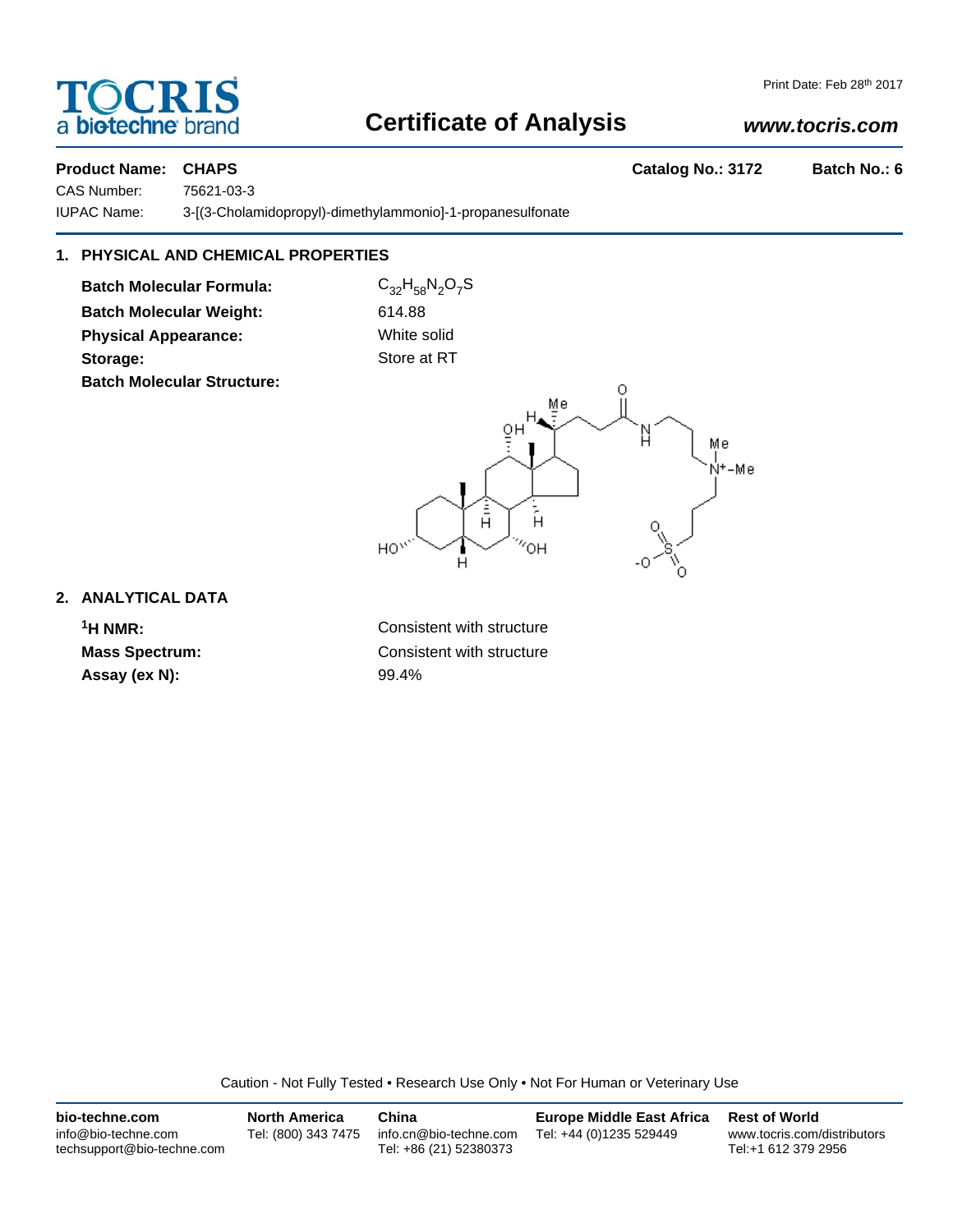# Certificate of Analysis

TOCRIS a biotechne brand

Print Date: Feb 28th 2017

www.tocris.com

**Product Name:** **CHAPS** **Catalog No.: 3172** **Batch No.: 6**

CAS Number: 75621-03-3

IUPAC Name: 3-[(3-Cholamidopropyl)-dimethylammonio]-1-propanesulfonate

## 1. PHYSICAL AND CHEMICAL PROPERTIES

**Batch Molecular Formula:** $C_{32}H_{58}N_2O_7S$

**Batch Molecular Weight:** 614.88

**Physical Appearance:** White solid

**Storage:** Store at RT

**Batch Molecular Structure:**

## 2. ANALYTICAL DATA

**$^1$H NMR:** Consistent with structure

**Mass Spectrum:** Consistent with structure

**Assay (ex N):** 99.4%

Caution - Not Fully Tested • Research Use Only • Not For Human or Veterinary Use

**bio-techne.com**
info@bio-techne.com
techsupport@bio-techne.com

**North America**
Tel: (800) 343 7475

**China**
info.cn@bio-techne.com
Tel: +86 (21) 52380373

**Europe Middle East Africa**
Tel: +44 (0)1235 529449

**Rest of World**
www.tocris.com/distributors
Tel:+1 612 379 2956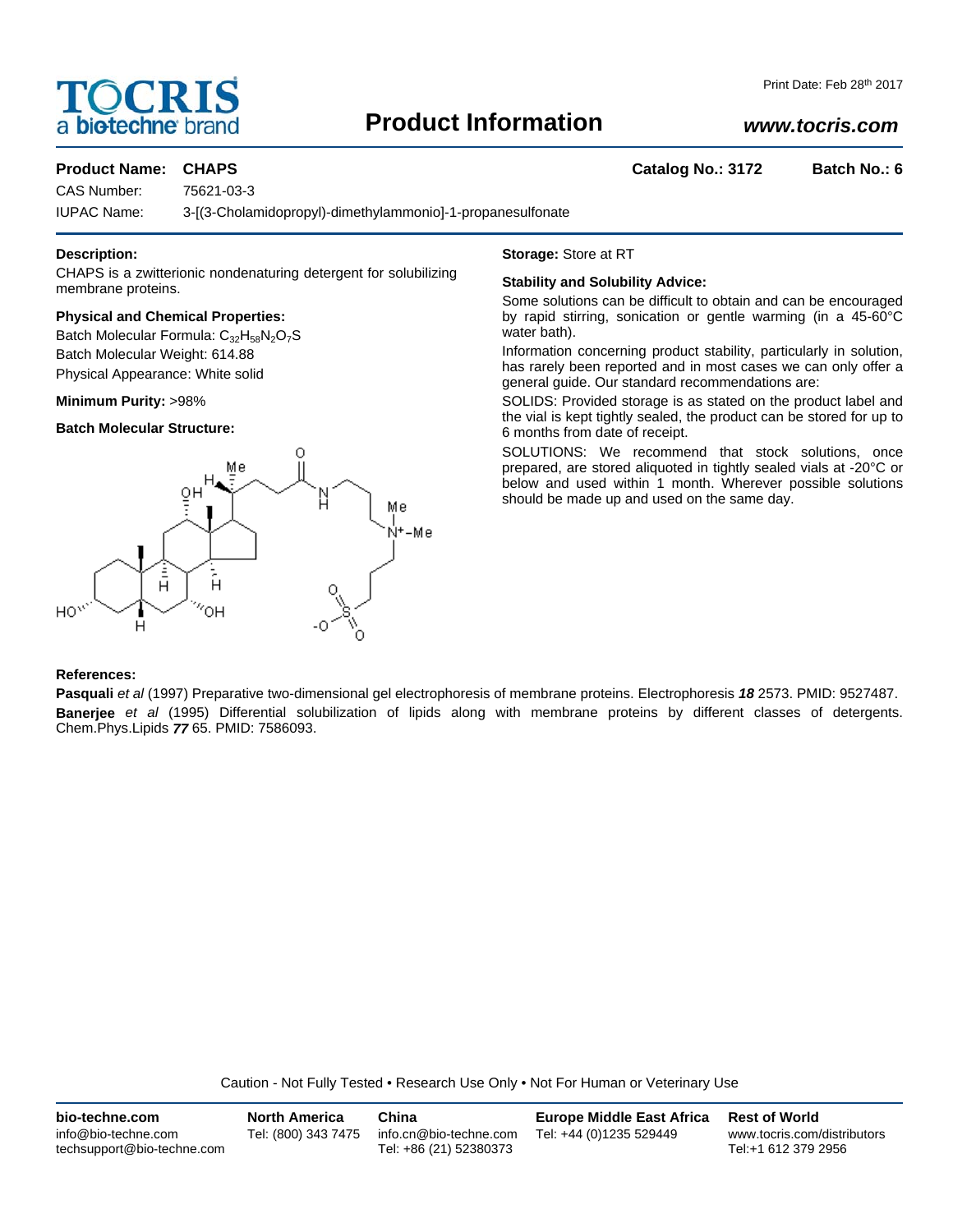Print Date: Feb 28th 2017

# Product Information

**www.tocris.com**

**Product Name: CHAPS** | **Catalog No.: 3172** | **Batch No.: 6**

CAS Number: 75621-03-3

IUPAC Name: 3-[(3-Cholamidopropyl)-dimethylammonio]-1-propanesulfonate

### Description:

CHAPS is a zwitterionic nondenaturing detergent for solubilizing membrane proteins.

### Physical and Chemical Properties:

Batch Molecular Formula: $C_{32}H_{58}N_2O_7S$

Batch Molecular Weight: 614.88

Physical Appearance: White solid

**Minimum Purity:** >98%

### Batch Molecular Structure:

Me
H
OH
O
N
H
Me
N+–Me
H
H
HO
OH
H
O
S
-O
O

**Storage:** Store at RT

### Stability and Solubility Advice:

Some solutions can be difficult to obtain and can be encouraged by rapid stirring, sonication or gentle warming (in a 45-60°C water bath).

Information concerning product stability, particularly in solution, has rarely been reported and in most cases we can only offer a general guide. Our standard recommendations are:

SOLIDS: Provided storage is as stated on the product label and the vial is kept tightly sealed, the product can be stored for up to 6 months from date of receipt.

SOLUTIONS: We recommend that stock solutions, once prepared, are stored aliquoted in tightly sealed vials at -20°C or below and used within 1 month. Wherever possible solutions should be made up and used on the same day.

### References:

**Pasquali** *et al* (1997) Preparative two-dimensional gel electrophoresis of membrane proteins. Electrophoresis ***18*** 2573. PMID: 9527487.

**Banerjee** *et al* (1995) Differential solubilization of lipids along with membrane proteins by different classes of detergents. Chem.Phys.Lipids ***77*** 65. PMID: 7586093.

Caution - Not Fully Tested • Research Use Only • Not For Human or Veterinary Use

**bio-techne.com**
info@bio-techne.com
techsupport@bio-techne.com

**North America**
Tel: (800) 343 7475

**China**
info.cn@bio-techne.com
Tel: +86 (21) 52380373

**Europe Middle East Africa**
Tel: +44 (0)1235 529449

**Rest of World**
www.tocris.com/distributors
Tel:+1 612 379 2956